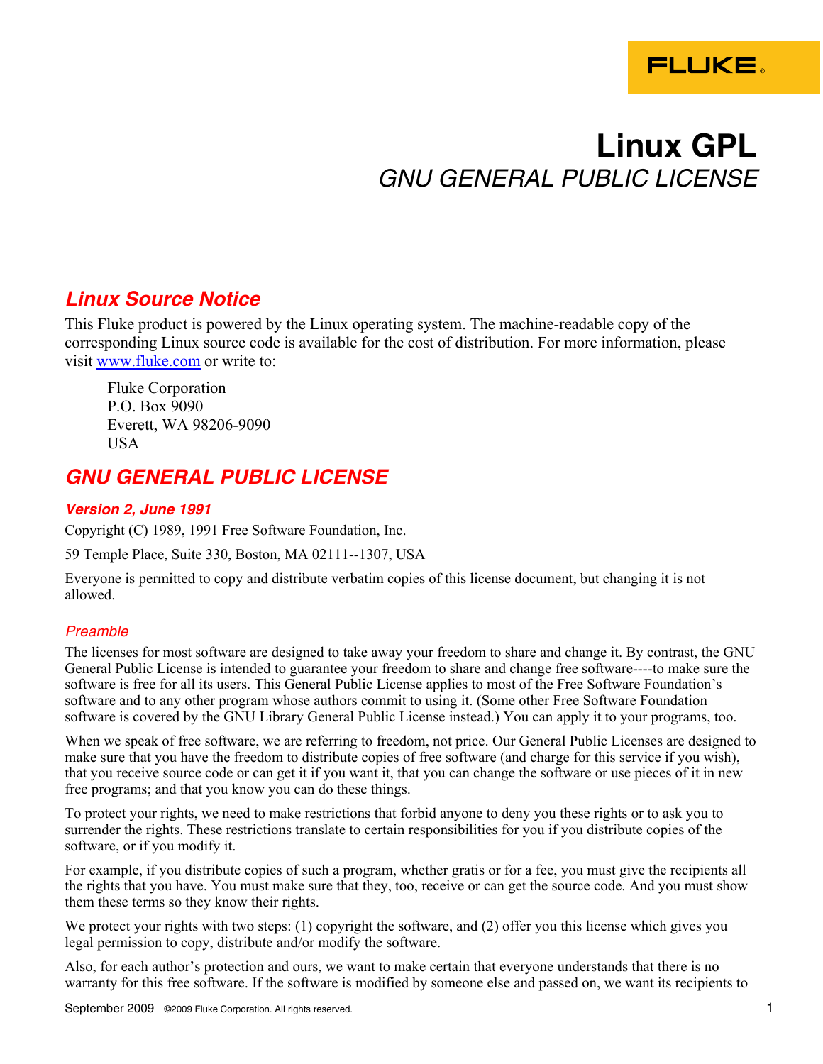FLUKE

# Linux GPL

*GNU GENERAL PUBLIC LICENSE*

## *Linux Source Notice*

This Fluke product is powered by the Linux operating system. The machine-readable copy of the corresponding Linux source code is available for the cost of distribution. For more information, please visit www.fluke.com or write to:

Fluke Corporation  
P.O. Box 9090  
Everett, WA 98206-9090  
USA

## *GNU GENERAL PUBLIC LICENSE*

### *Version 2, June 1991*

Copyright (C) 1989, 1991 Free Software Foundation, Inc.

59 Temple Place, Suite 330, Boston, MA 02111--1307, USA

Everyone is permitted to copy and distribute verbatim copies of this license document, but changing it is not allowed.

### *Preamble*

The licenses for most software are designed to take away your freedom to share and change it. By contrast, the GNU General Public License is intended to guarantee your freedom to share and change free software----to make sure the software is free for all its users. This General Public License applies to most of the Free Software Foundation's software and to any other program whose authors commit to using it. (Some other Free Software Foundation software is covered by the GNU Library General Public License instead.) You can apply it to your programs, too.

When we speak of free software, we are referring to freedom, not price. Our General Public Licenses are designed to make sure that you have the freedom to distribute copies of free software (and charge for this service if you wish), that you receive source code or can get it if you want it, that you can change the software or use pieces of it in new free programs; and that you know you can do these things.

To protect your rights, we need to make restrictions that forbid anyone to deny you these rights or to ask you to surrender the rights. These restrictions translate to certain responsibilities for you if you distribute copies of the software, or if you modify it.

For example, if you distribute copies of such a program, whether gratis or for a fee, you must give the recipients all the rights that you have. You must make sure that they, too, receive or can get the source code. And you must show them these terms so they know their rights.

We protect your rights with two steps: (1) copyright the software, and (2) offer you this license which gives you legal permission to copy, distribute and/or modify the software.

Also, for each author's protection and ours, we want to make certain that everyone understands that there is no warranty for this free software. If the software is modified by someone else and passed on, we want its recipients to

September 2009 ©2009 Fluke Corporation. All rights reserved.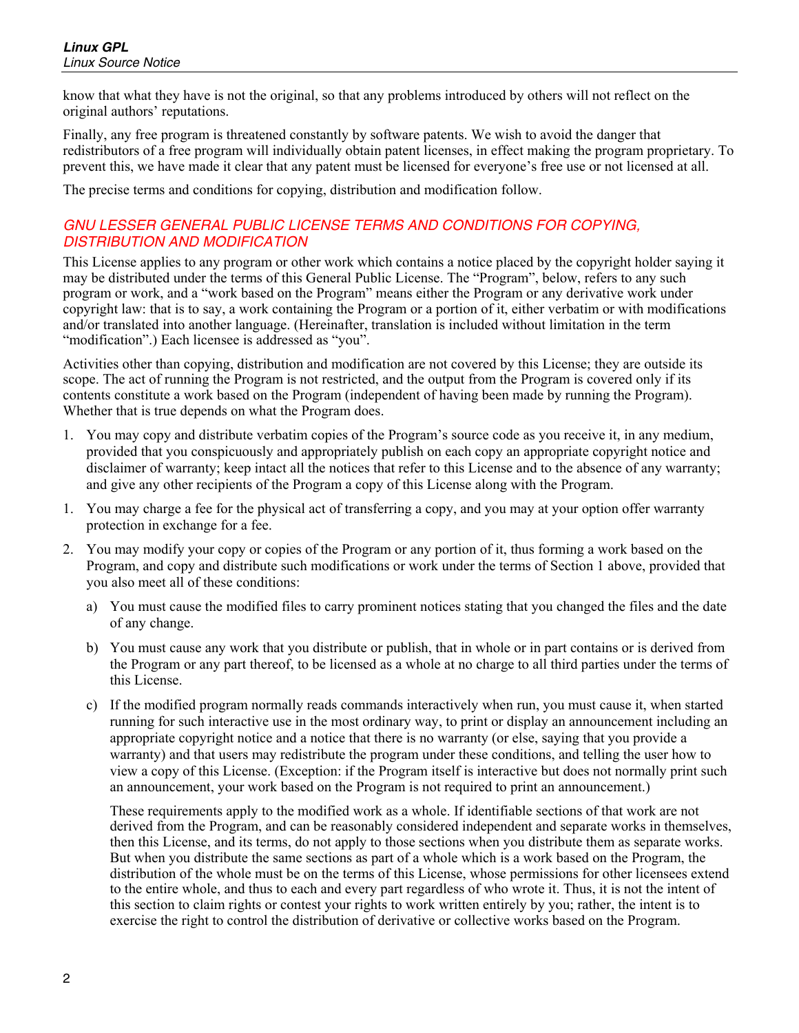know that what they have is not the original, so that any problems introduced by others will not reflect on the original authors' reputations.

Finally, any free program is threatened constantly by software patents. We wish to avoid the danger that redistributors of a free program will individually obtain patent licenses, in effect making the program proprietary. To prevent this, we have made it clear that any patent must be licensed for everyone's free use or not licensed at all.

The precise terms and conditions for copying, distribution and modification follow.

### *GNU LESSER GENERAL PUBLIC LICENSE TERMS AND CONDITIONS FOR COPYING, DISTRIBUTION AND MODIFICATION*

This License applies to any program or other work which contains a notice placed by the copyright holder saying it may be distributed under the terms of this General Public License. The "Program", below, refers to any such program or work, and a "work based on the Program" means either the Program or any derivative work under copyright law: that is to say, a work containing the Program or a portion of it, either verbatim or with modifications and/or translated into another language. (Hereinafter, translation is included without limitation in the term "modification".) Each licensee is addressed as "you".

Activities other than copying, distribution and modification are not covered by this License; they are outside its scope. The act of running the Program is not restricted, and the output from the Program is covered only if its contents constitute a work based on the Program (independent of having been made by running the Program). Whether that is true depends on what the Program does.

1. You may copy and distribute verbatim copies of the Program's source code as you receive it, in any medium, provided that you conspicuously and appropriately publish on each copy an appropriate copyright notice and disclaimer of warranty; keep intact all the notices that refer to this License and to the absence of any warranty; and give any other recipients of the Program a copy of this License along with the Program.

1. You may charge a fee for the physical act of transferring a copy, and you may at your option offer warranty protection in exchange for a fee.

2. You may modify your copy or copies of the Program or any portion of it, thus forming a work based on the Program, and copy and distribute such modifications or work under the terms of Section 1 above, provided that you also meet all of these conditions:

   a) You must cause the modified files to carry prominent notices stating that you changed the files and the date of any change.

   b) You must cause any work that you distribute or publish, that in whole or in part contains or is derived from the Program or any part thereof, to be licensed as a whole at no charge to all third parties under the terms of this License.

   c) If the modified program normally reads commands interactively when run, you must cause it, when started running for such interactive use in the most ordinary way, to print or display an announcement including an appropriate copyright notice and a notice that there is no warranty (or else, saying that you provide a warranty) and that users may redistribute the program under these conditions, and telling the user how to view a copy of this License. (Exception: if the Program itself is interactive but does not normally print such an announcement, your work based on the Program is not required to print an announcement.)

   These requirements apply to the modified work as a whole. If identifiable sections of that work are not derived from the Program, and can be reasonably considered independent and separate works in themselves, then this License, and its terms, do not apply to those sections when you distribute them as separate works. But when you distribute the same sections as part of a whole which is a work based on the Program, the distribution of the whole must be on the terms of this License, whose permissions for other licensees extend to the entire whole, and thus to each and every part regardless of who wrote it. Thus, it is not the intent of this section to claim rights or contest your rights to work written entirely by you; rather, the intent is to exercise the right to control the distribution of derivative or collective works based on the Program.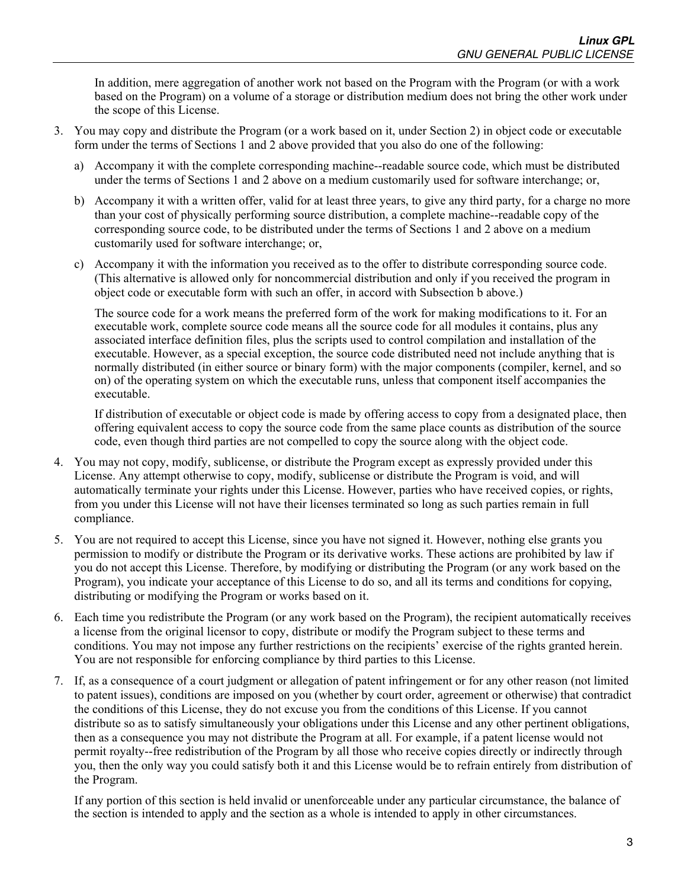In addition, mere aggregation of another work not based on the Program with the Program (or with a work based on the Program) on a volume of a storage or distribution medium does not bring the other work under the scope of this License.

3. You may copy and distribute the Program (or a work based on it, under Section 2) in object code or executable form under the terms of Sections 1 and 2 above provided that you also do one of the following:

   a) Accompany it with the complete corresponding machine--readable source code, which must be distributed under the terms of Sections 1 and 2 above on a medium customarily used for software interchange; or,

   b) Accompany it with a written offer, valid for at least three years, to give any third party, for a charge no more than your cost of physically performing source distribution, a complete machine--readable copy of the corresponding source code, to be distributed under the terms of Sections 1 and 2 above on a medium customarily used for software interchange; or,

   c) Accompany it with the information you received as to the offer to distribute corresponding source code. (This alternative is allowed only for noncommercial distribution and only if you received the program in object code or executable form with such an offer, in accord with Subsection b above.)

   The source code for a work means the preferred form of the work for making modifications to it. For an executable work, complete source code means all the source code for all modules it contains, plus any associated interface definition files, plus the scripts used to control compilation and installation of the executable. However, as a special exception, the source code distributed need not include anything that is normally distributed (in either source or binary form) with the major components (compiler, kernel, and so on) of the operating system on which the executable runs, unless that component itself accompanies the executable.

   If distribution of executable or object code is made by offering access to copy from a designated place, then offering equivalent access to copy the source code from the same place counts as distribution of the source code, even though third parties are not compelled to copy the source along with the object code.

4. You may not copy, modify, sublicense, or distribute the Program except as expressly provided under this License. Any attempt otherwise to copy, modify, sublicense or distribute the Program is void, and will automatically terminate your rights under this License. However, parties who have received copies, or rights, from you under this License will not have their licenses terminated so long as such parties remain in full compliance.

5. You are not required to accept this License, since you have not signed it. However, nothing else grants you permission to modify or distribute the Program or its derivative works. These actions are prohibited by law if you do not accept this License. Therefore, by modifying or distributing the Program (or any work based on the Program), you indicate your acceptance of this License to do so, and all its terms and conditions for copying, distributing or modifying the Program or works based on it.

6. Each time you redistribute the Program (or any work based on the Program), the recipient automatically receives a license from the original licensor to copy, distribute or modify the Program subject to these terms and conditions. You may not impose any further restrictions on the recipients' exercise of the rights granted herein. You are not responsible for enforcing compliance by third parties to this License.

7. If, as a consequence of a court judgment or allegation of patent infringement or for any other reason (not limited to patent issues), conditions are imposed on you (whether by court order, agreement or otherwise) that contradict the conditions of this License, they do not excuse you from the conditions of this License. If you cannot distribute so as to satisfy simultaneously your obligations under this License and any other pertinent obligations, then as a consequence you may not distribute the Program at all. For example, if a patent license would not permit royalty--free redistribution of the Program by all those who receive copies directly or indirectly through you, then the only way you could satisfy both it and this License would be to refrain entirely from distribution of the Program.

   If any portion of this section is held invalid or unenforceable under any particular circumstance, the balance of the section is intended to apply and the section as a whole is intended to apply in other circumstances.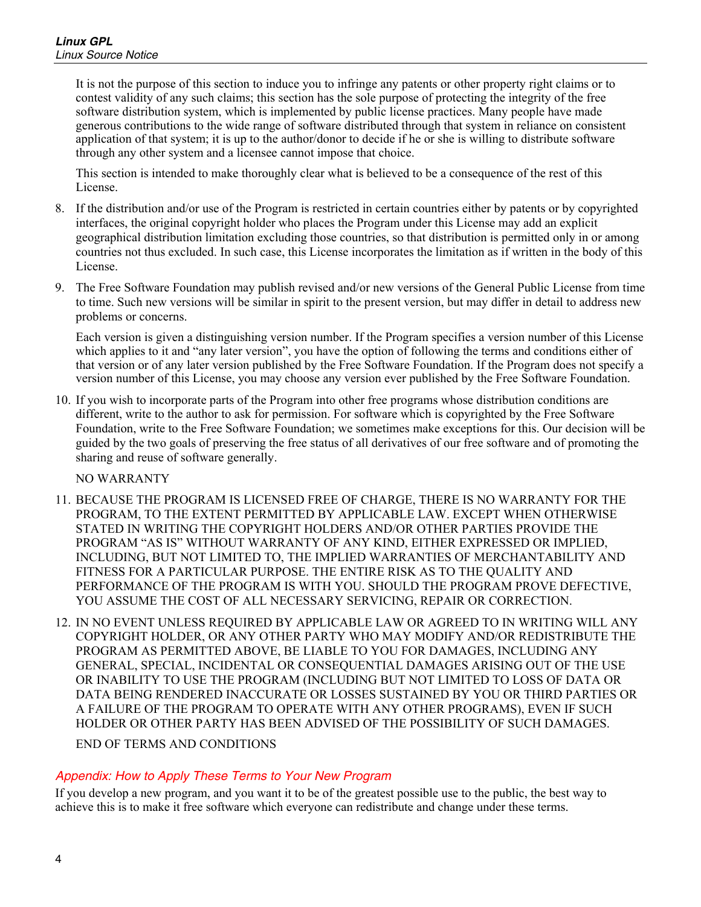It is not the purpose of this section to induce you to infringe any patents or other property right claims or to contest validity of any such claims; this section has the sole purpose of protecting the integrity of the free software distribution system, which is implemented by public license practices. Many people have made generous contributions to the wide range of software distributed through that system in reliance on consistent application of that system; it is up to the author/donor to decide if he or she is willing to distribute software through any other system and a licensee cannot impose that choice.

This section is intended to make thoroughly clear what is believed to be a consequence of the rest of this License.

8. If the distribution and/or use of the Program is restricted in certain countries either by patents or by copyrighted interfaces, the original copyright holder who places the Program under this License may add an explicit geographical distribution limitation excluding those countries, so that distribution is permitted only in or among countries not thus excluded. In such case, this License incorporates the limitation as if written in the body of this License.

9. The Free Software Foundation may publish revised and/or new versions of the General Public License from time to time. Such new versions will be similar in spirit to the present version, but may differ in detail to address new problems or concerns.

   Each version is given a distinguishing version number. If the Program specifies a version number of this License which applies to it and "any later version", you have the option of following the terms and conditions either of that version or of any later version published by the Free Software Foundation. If the Program does not specify a version number of this License, you may choose any version ever published by the Free Software Foundation.

10. If you wish to incorporate parts of the Program into other free programs whose distribution conditions are different, write to the author to ask for permission. For software which is copyrighted by the Free Software Foundation, write to the Free Software Foundation; we sometimes make exceptions for this. Our decision will be guided by the two goals of preserving the free status of all derivatives of our free software and of promoting the sharing and reuse of software generally.

    NO WARRANTY

11. BECAUSE THE PROGRAM IS LICENSED FREE OF CHARGE, THERE IS NO WARRANTY FOR THE PROGRAM, TO THE EXTENT PERMITTED BY APPLICABLE LAW. EXCEPT WHEN OTHERWISE STATED IN WRITING THE COPYRIGHT HOLDERS AND/OR OTHER PARTIES PROVIDE THE PROGRAM "AS IS" WITHOUT WARRANTY OF ANY KIND, EITHER EXPRESSED OR IMPLIED, INCLUDING, BUT NOT LIMITED TO, THE IMPLIED WARRANTIES OF MERCHANTABILITY AND FITNESS FOR A PARTICULAR PURPOSE. THE ENTIRE RISK AS TO THE QUALITY AND PERFORMANCE OF THE PROGRAM IS WITH YOU. SHOULD THE PROGRAM PROVE DEFECTIVE, YOU ASSUME THE COST OF ALL NECESSARY SERVICING, REPAIR OR CORRECTION.

12. IN NO EVENT UNLESS REQUIRED BY APPLICABLE LAW OR AGREED TO IN WRITING WILL ANY COPYRIGHT HOLDER, OR ANY OTHER PARTY WHO MAY MODIFY AND/OR REDISTRIBUTE THE PROGRAM AS PERMITTED ABOVE, BE LIABLE TO YOU FOR DAMAGES, INCLUDING ANY GENERAL, SPECIAL, INCIDENTAL OR CONSEQUENTIAL DAMAGES ARISING OUT OF THE USE OR INABILITY TO USE THE PROGRAM (INCLUDING BUT NOT LIMITED TO LOSS OF DATA OR DATA BEING RENDERED INACCURATE OR LOSSES SUSTAINED BY YOU OR THIRD PARTIES OR A FAILURE OF THE PROGRAM TO OPERATE WITH ANY OTHER PROGRAMS), EVEN IF SUCH HOLDER OR OTHER PARTY HAS BEEN ADVISED OF THE POSSIBILITY OF SUCH DAMAGES.

    END OF TERMS AND CONDITIONS

### *Appendix: How to Apply These Terms to Your New Program*

If you develop a new program, and you want it to be of the greatest possible use to the public, the best way to achieve this is to make it free software which everyone can redistribute and change under these terms.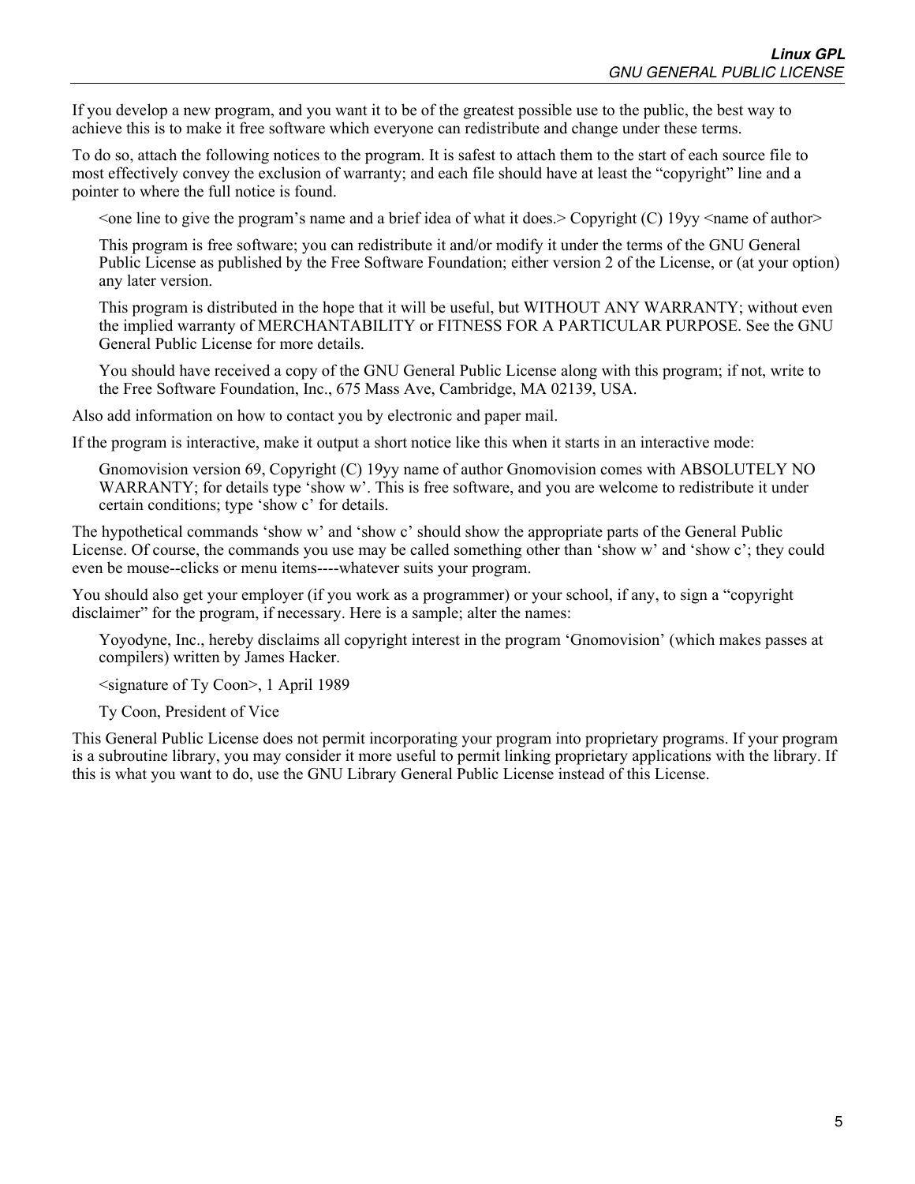If you develop a new program, and you want it to be of the greatest possible use to the public, the best way to achieve this is to make it free software which everyone can redistribute and change under these terms.

To do so, attach the following notices to the program. It is safest to attach them to the start of each source file to most effectively convey the exclusion of warranty; and each file should have at least the “copyright” line and a pointer to where the full notice is found.

> <one line to give the program’s name and a brief idea of what it does.> Copyright (C) 19yy <name of author>
>
> This program is free software; you can redistribute it and/or modify it under the terms of the GNU General Public License as published by the Free Software Foundation; either version 2 of the License, or (at your option) any later version.
>
> This program is distributed in the hope that it will be useful, but WITHOUT ANY WARRANTY; without even the implied warranty of MERCHANTABILITY or FITNESS FOR A PARTICULAR PURPOSE. See the GNU General Public License for more details.
>
> You should have received a copy of the GNU General Public License along with this program; if not, write to the Free Software Foundation, Inc., 675 Mass Ave, Cambridge, MA 02139, USA.

Also add information on how to contact you by electronic and paper mail.

If the program is interactive, make it output a short notice like this when it starts in an interactive mode:

> Gnomovision version 69, Copyright (C) 19yy name of author Gnomovision comes with ABSOLUTELY NO WARRANTY; for details type ‘show w’. This is free software, and you are welcome to redistribute it under certain conditions; type ‘show c’ for details.

The hypothetical commands ‘show w’ and ‘show c’ should show the appropriate parts of the General Public License. Of course, the commands you use may be called something other than ‘show w’ and ‘show c’; they could even be mouse--clicks or menu items----whatever suits your program.

You should also get your employer (if you work as a programmer) or your school, if any, to sign a “copyright disclaimer” for the program, if necessary. Here is a sample; alter the names:

> Yoyodyne, Inc., hereby disclaims all copyright interest in the program ‘Gnomovision’ (which makes passes at compilers) written by James Hacker.
>
> <signature of Ty Coon>, 1 April 1989
>
> Ty Coon, President of Vice

This General Public License does not permit incorporating your program into proprietary programs. If your program is a subroutine library, you may consider it more useful to permit linking proprietary applications with the library. If this is what you want to do, use the GNU Library General Public License instead of this License.